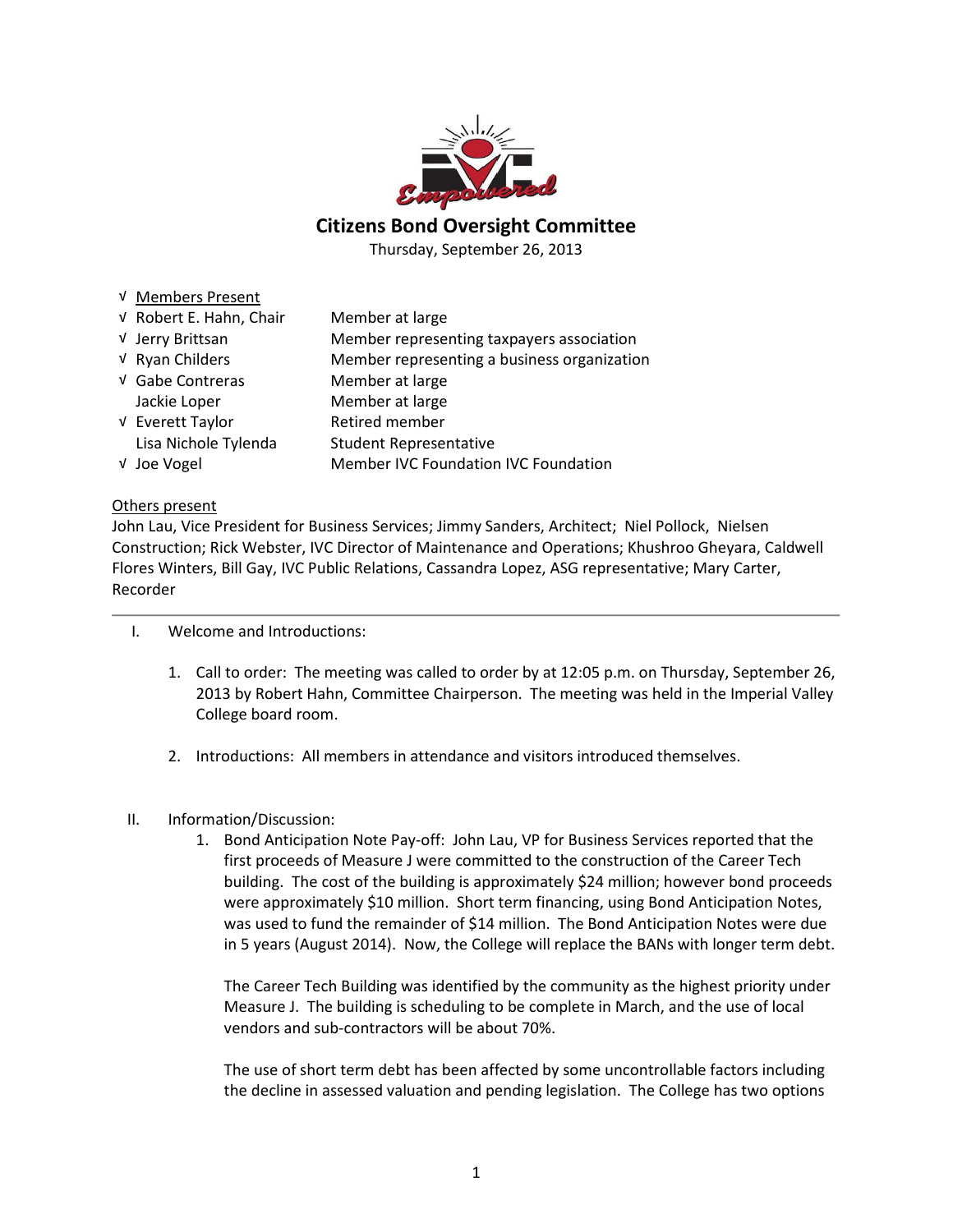# Citizens Bond Oversight Committee

Thursday, September 26, 2013

√ Members Present

| | Name | Role |
|---|---|---|
| √ | Robert E. Hahn, Chair | Member at large |
| √ | Jerry Brittsan | Member representing taxpayers association |
| √ | Ryan Childers | Member representing a business organization |
| √ | Gabe Contreras | Member at large |
| | Jackie Loper | Member at large |
| √ | Everett Taylor | Retired member |
| | Lisa Nichole Tylenda | Student Representative |
| √ | Joe Vogel | Member IVC Foundation IVC Foundation |

Others present

John Lau, Vice President for Business Services; Jimmy Sanders, Architect; Niel Pollock, Nielsen Construction; Rick Webster, IVC Director of Maintenance and Operations; Khushroo Gheyara, Caldwell Flores Winters, Bill Gay, IVC Public Relations, Cassandra Lopez, ASG representative; Mary Carter, Recorder

---

I. Welcome and Introductions:

1. Call to order: The meeting was called to order by at 12:05 p.m. on Thursday, September 26, 2013 by Robert Hahn, Committee Chairperson. The meeting was held in the Imperial Valley College board room.

2. Introductions: All members in attendance and visitors introduced themselves.

II. Information/Discussion:

1. Bond Anticipation Note Pay-off: John Lau, VP for Business Services reported that the first proceeds of Measure J were committed to the construction of the Career Tech building. The cost of the building is approximately $24 million; however bond proceeds were approximately $10 million. Short term financing, using Bond Anticipation Notes, was used to fund the remainder of $14 million. The Bond Anticipation Notes were due in 5 years (August 2014). Now, the College will replace the BANs with longer term debt.

   The Career Tech Building was identified by the community as the highest priority under Measure J. The building is scheduling to be complete in March, and the use of local vendors and sub-contractors will be about 70%.

   The use of short term debt has been affected by some uncontrollable factors including the decline in assessed valuation and pending legislation. The College has two options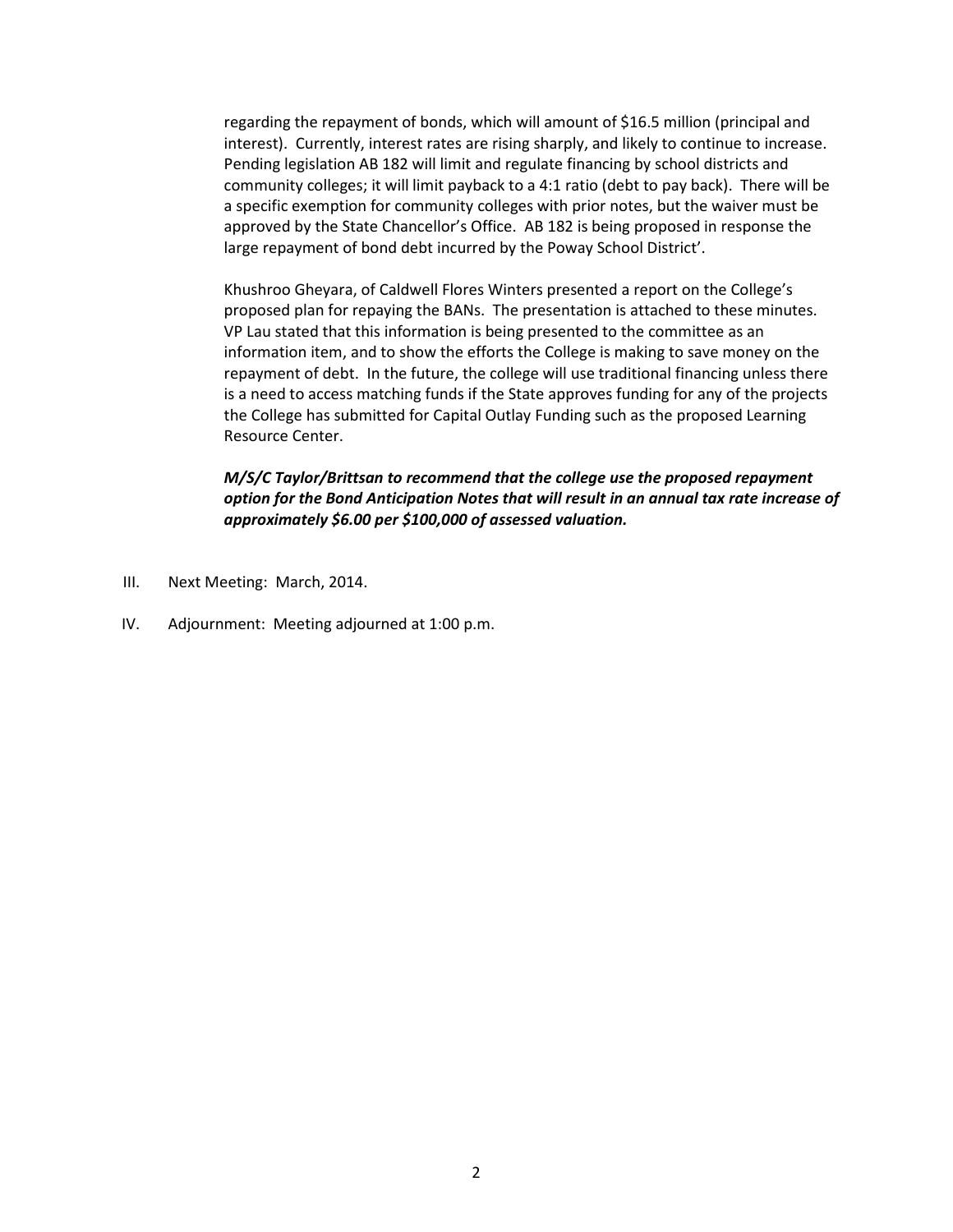regarding the repayment of bonds, which will amount of $16.5 million (principal and interest). Currently, interest rates are rising sharply, and likely to continue to increase. Pending legislation AB 182 will limit and regulate financing by school districts and community colleges; it will limit payback to a 4:1 ratio (debt to pay back). There will be a specific exemption for community colleges with prior notes, but the waiver must be approved by the State Chancellor's Office. AB 182 is being proposed in response the large repayment of bond debt incurred by the Poway School District'.

Khushroo Gheyara, of Caldwell Flores Winters presented a report on the College's proposed plan for repaying the BANs. The presentation is attached to these minutes. VP Lau stated that this information is being presented to the committee as an information item, and to show the efforts the College is making to save money on the repayment of debt. In the future, the college will use traditional financing unless there is a need to access matching funds if the State approves funding for any of the projects the College has submitted for Capital Outlay Funding such as the proposed Learning Resource Center.

***M/S/C Taylor/Brittsan to recommend that the college use the proposed repayment option for the Bond Anticipation Notes that will result in an annual tax rate increase of approximately $6.00 per $100,000 of assessed valuation.***

III. Next Meeting: March, 2014.

IV. Adjournment: Meeting adjourned at 1:00 p.m.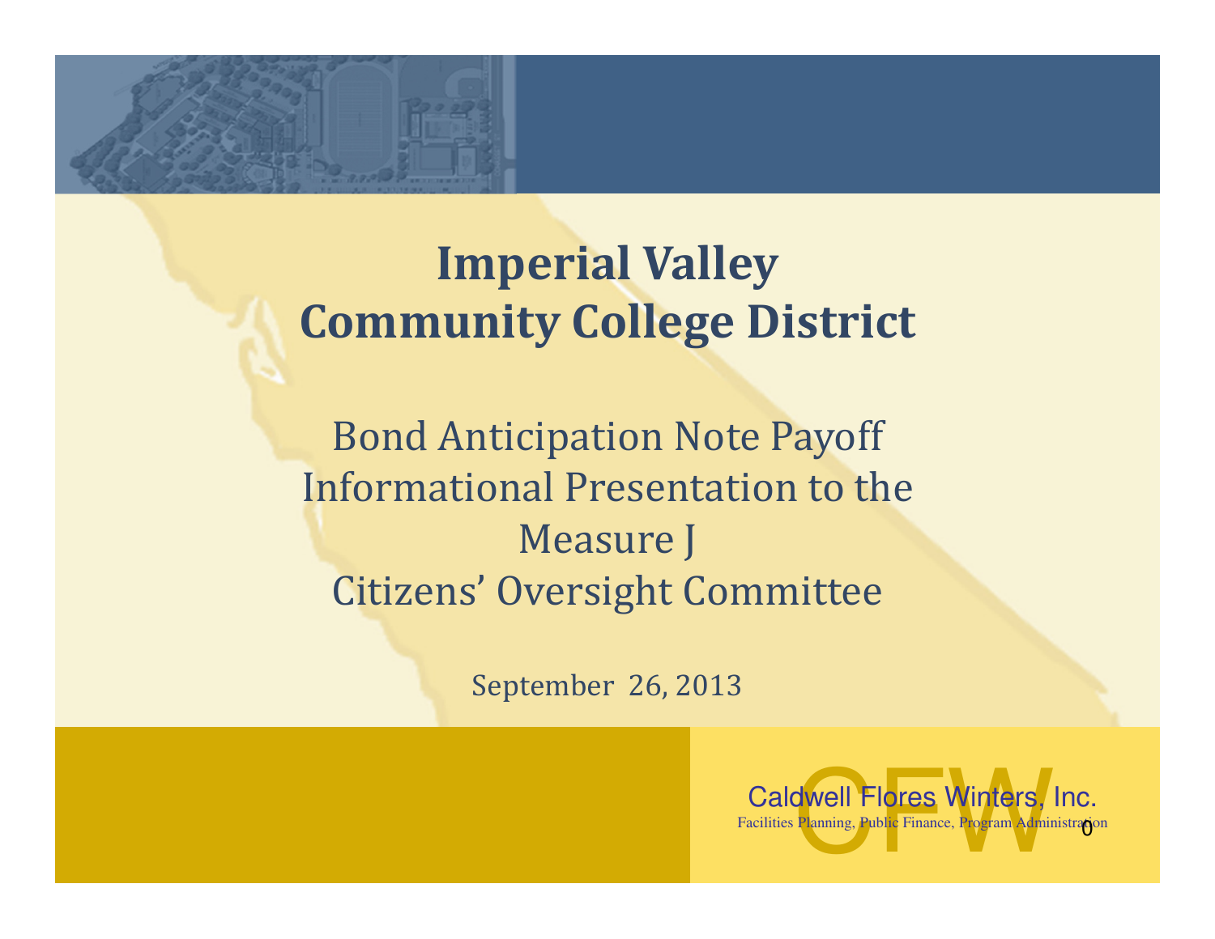# Imperial Valley Community College District

## Bond Anticipation Note Payoff Informational Presentation to the Measure J Citizens' Oversight Committee

September 26, 2013

Caldwell Flores Winters, Inc.

Facilities Planning, Public Finance, Program Administration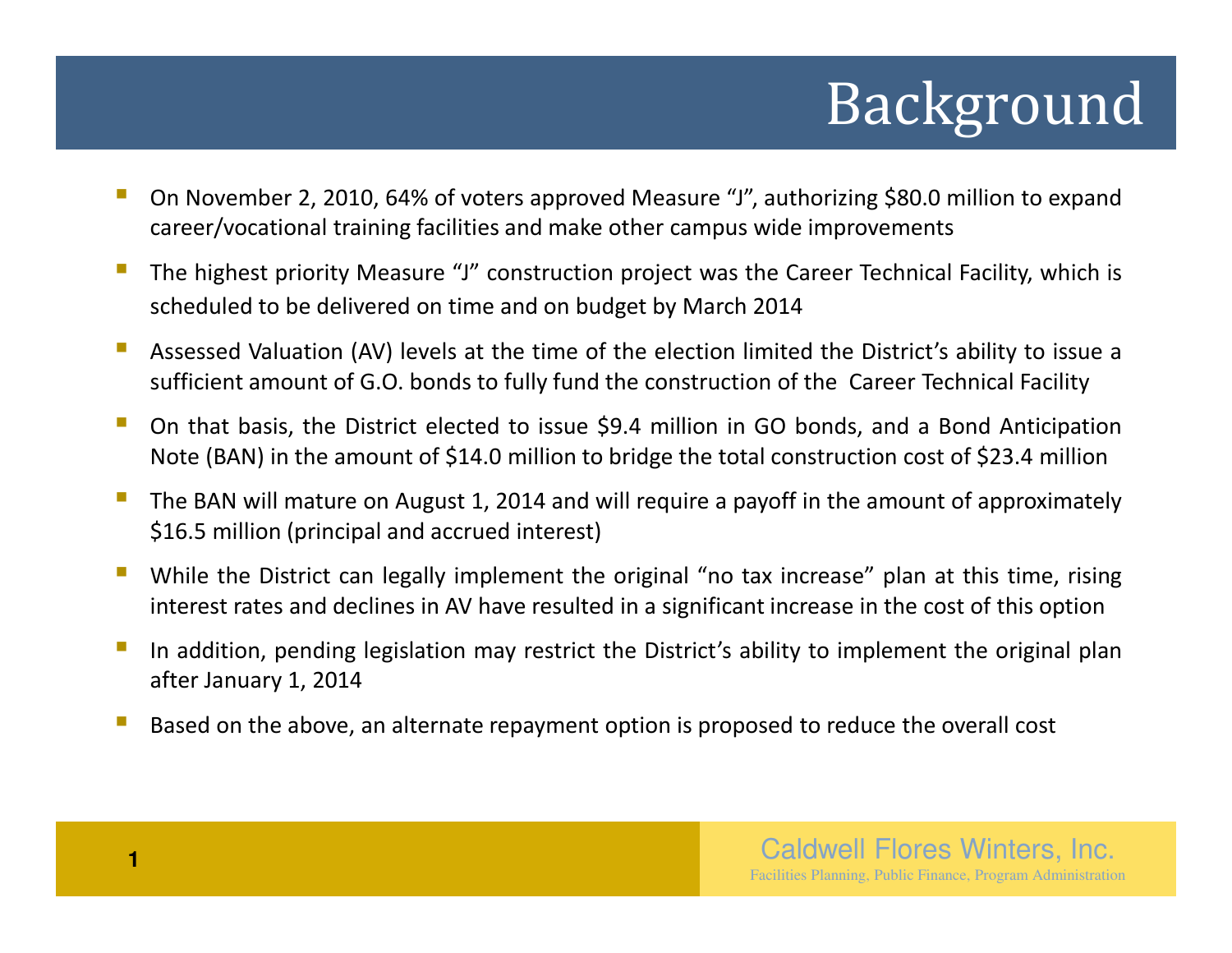# Background

- On November 2, 2010, 64% of voters approved Measure "J", authorizing $80.0 million to expand career/vocational training facilities and make other campus wide improvements
- The highest priority Measure "J" construction project was the Career Technical Facility, which is scheduled to be delivered on time and on budget by March 2014
- Assessed Valuation (AV) levels at the time of the election limited the District's ability to issue a sufficient amount of G.O. bonds to fully fund the construction of the Career Technical Facility
- On that basis, the District elected to issue $9.4 million in GO bonds, and a Bond Anticipation Note (BAN) in the amount of $14.0 million to bridge the total construction cost of $23.4 million
- The BAN will mature on August 1, 2014 and will require a payoff in the amount of approximately $16.5 million (principal and accrued interest)
- While the District can legally implement the original "no tax increase" plan at this time, rising interest rates and declines in AV have resulted in a significant increase in the cost of this option
- In addition, pending legislation may restrict the District's ability to implement the original plan after January 1, 2014
- Based on the above, an alternate repayment option is proposed to reduce the overall cost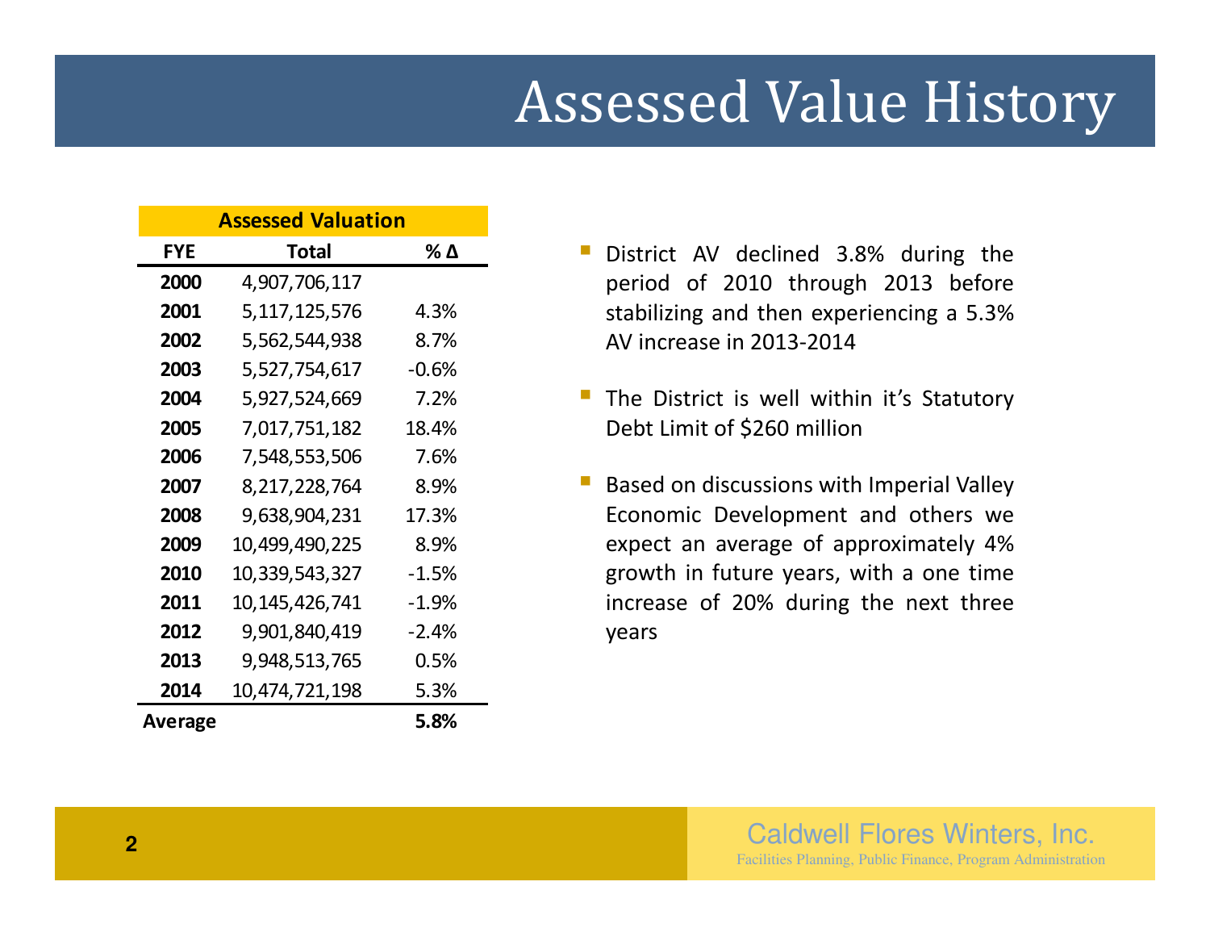# Assessed Value History

| Assessed Valuation | | |
|---|---|---|
| **FYE** | **Total** | **% Δ** |
| **2000** | 4,907,706,117 | |
| **2001** | 5,117,125,576 | 4.3% |
| **2002** | 5,562,544,938 | 8.7% |
| **2003** | 5,527,754,617 | -0.6% |
| **2004** | 5,927,524,669 | 7.2% |
| **2005** | 7,017,751,182 | 18.4% |
| **2006** | 7,548,553,506 | 7.6% |
| **2007** | 8,217,228,764 | 8.9% |
| **2008** | 9,638,904,231 | 17.3% |
| **2009** | 10,499,490,225 | 8.9% |
| **2010** | 10,339,543,327 | -1.5% |
| **2011** | 10,145,426,741 | -1.9% |
| **2012** | 9,901,840,419 | -2.4% |
| **2013** | 9,948,513,765 | 0.5% |
| **2014** | 10,474,721,198 | 5.3% |
| **Average** | | **5.8%** |

- District AV declined 3.8% during the period of 2010 through 2013 before stabilizing and then experiencing a 5.3% AV increase in 2013-2014
- The District is well within it's Statutory Debt Limit of $260 million
- Based on discussions with Imperial Valley Economic Development and others we expect an average of approximately 4% growth in future years, with a one time increase of 20% during the next three years

Caldwell Flores Winters, Inc.

Facilities Planning, Public Finance, Program Administration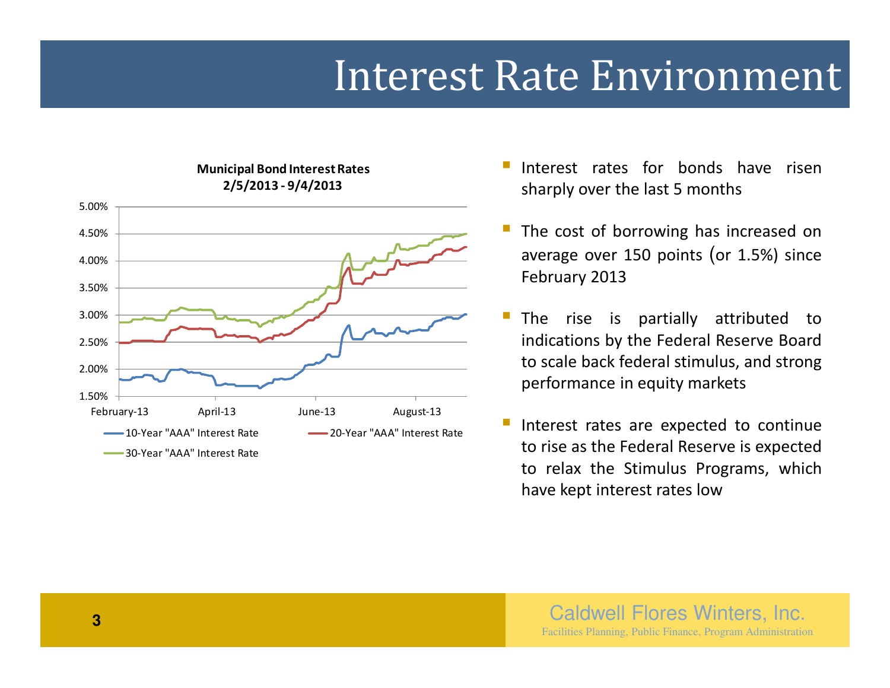# Interest Rate Environment

**Municipal Bond Interest Rates**
**2/5/2013 - 9/4/2013**

- Interest rates for bonds have risen sharply over the last 5 months
- The cost of borrowing has increased on average over 150 points (or 1.5%) since February 2013
- The rise is partially attributed to indications by the Federal Reserve Board to scale back federal stimulus, and strong performance in equity markets
- Interest rates are expected to continue to rise as the Federal Reserve is expected to relax the Stimulus Programs, which have kept interest rates low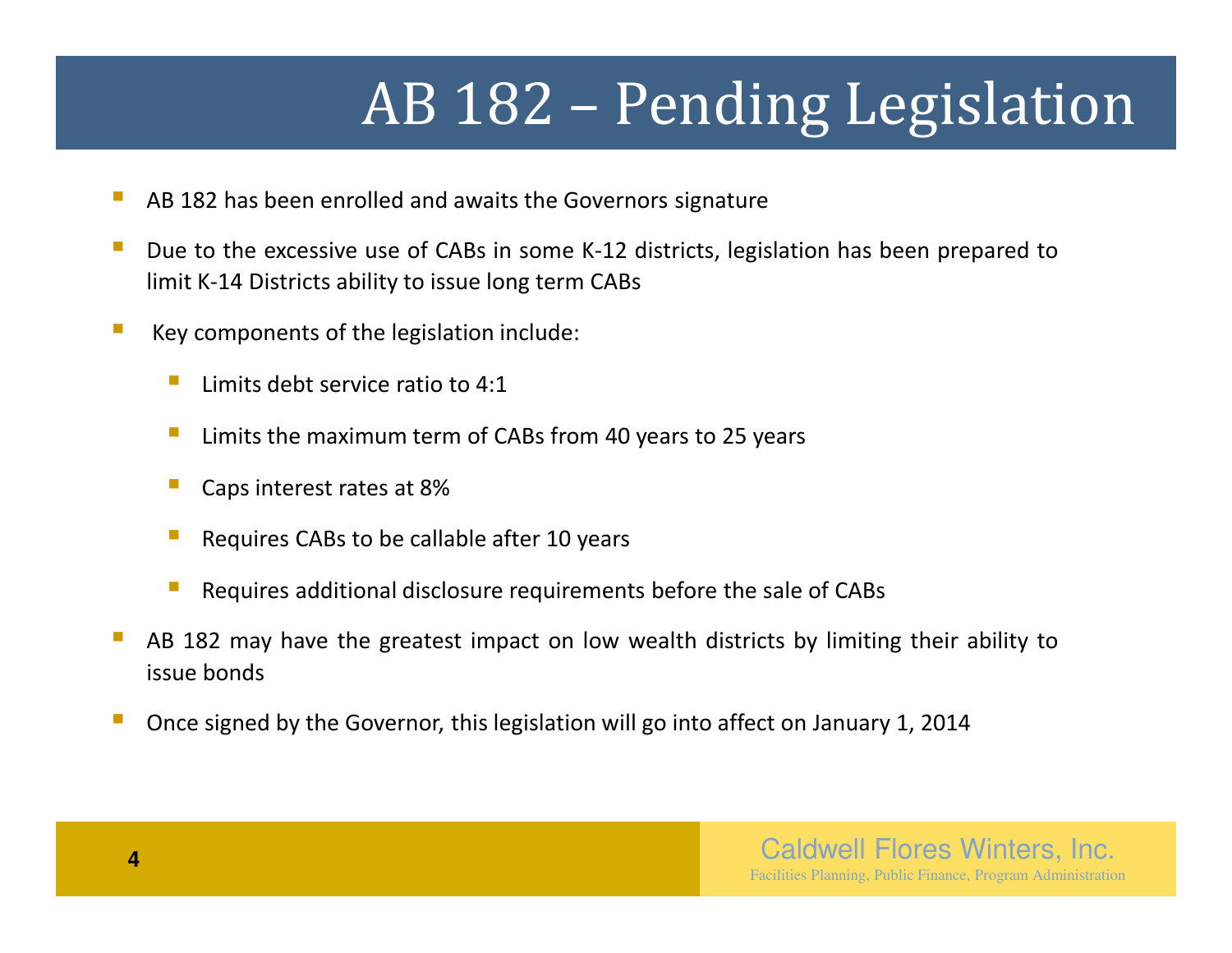# AB 182 – Pending Legislation

- AB 182 has been enrolled and awaits the Governors signature
- Due to the excessive use of CABs in some K-12 districts, legislation has been prepared to limit K-14 Districts ability to issue long term CABs
- Key components of the legislation include:
  - Limits debt service ratio to 4:1
  - Limits the maximum term of CABs from 40 years to 25 years
  - Caps interest rates at 8%
  - Requires CABs to be callable after 10 years
  - Requires additional disclosure requirements before the sale of CABs
- AB 182 may have the greatest impact on low wealth districts by limiting their ability to issue bonds
- Once signed by the Governor, this legislation will go into affect on January 1, 2014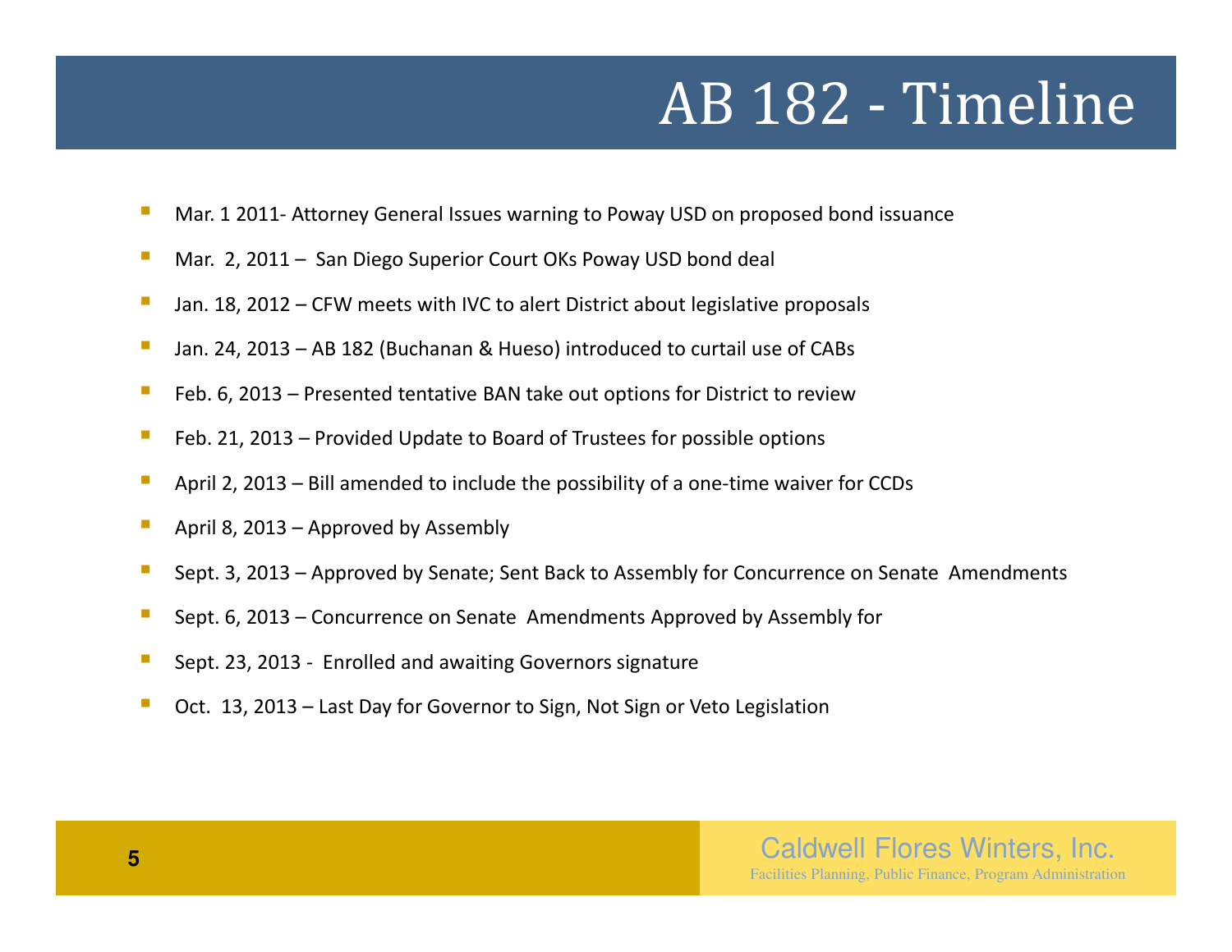# AB 182 - Timeline

- Mar. 1 2011- Attorney General Issues warning to Poway USD on proposed bond issuance
- Mar. 2, 2011 – San Diego Superior Court OKs Poway USD bond deal
- Jan. 18, 2012 – CFW meets with IVC to alert District about legislative proposals
- Jan. 24, 2013 – AB 182 (Buchanan & Hueso) introduced to curtail use of CABs
- Feb. 6, 2013 – Presented tentative BAN take out options for District to review
- Feb. 21, 2013 – Provided Update to Board of Trustees for possible options
- April 2, 2013 – Bill amended to include the possibility of a one-time waiver for CCDs
- April 8, 2013 – Approved by Assembly
- Sept. 3, 2013 – Approved by Senate; Sent Back to Assembly for Concurrence on Senate Amendments
- Sept. 6, 2013 – Concurrence on Senate Amendments Approved by Assembly for
- Sept. 23, 2013 - Enrolled and awaiting Governors signature
- Oct. 13, 2013 – Last Day for Governor to Sign, Not Sign or Veto Legislation

Caldwell Flores Winters, Inc.

Facilities Planning, Public Finance, Program Administration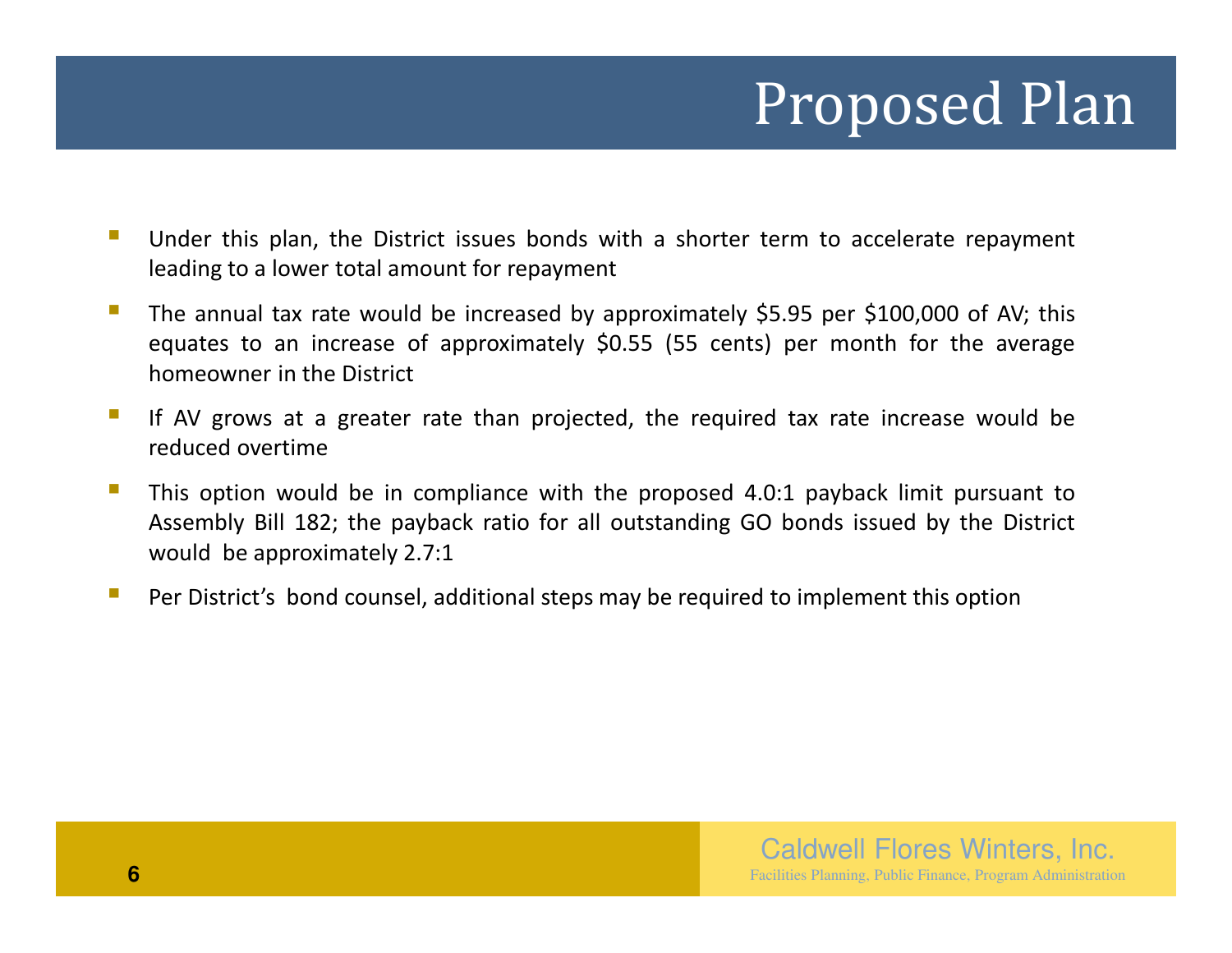# Proposed Plan

- Under this plan, the District issues bonds with a shorter term to accelerate repayment leading to a lower total amount for repayment
- The annual tax rate would be increased by approximately $5.95 per $100,000 of AV; this equates to an increase of approximately $0.55 (55 cents) per month for the average homeowner in the District
- If AV grows at a greater rate than projected, the required tax rate increase would be reduced overtime
- This option would be in compliance with the proposed 4.0:1 payback limit pursuant to Assembly Bill 182; the payback ratio for all outstanding GO bonds issued by the District would be approximately 2.7:1
- Per District's bond counsel, additional steps may be required to implement this option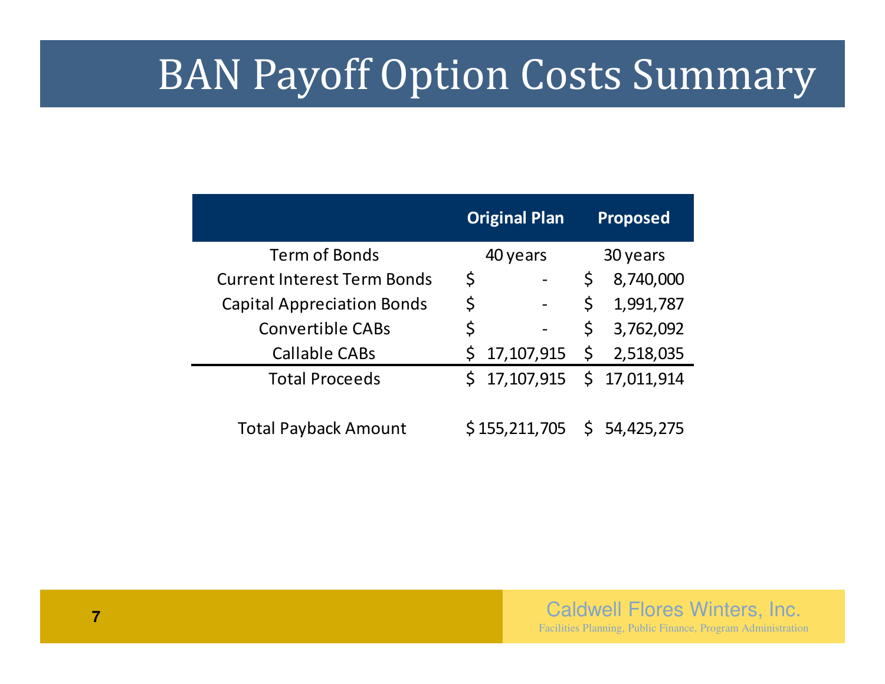# BAN Payoff Option Costs Summary

| | Original Plan | Proposed |
|---|---|---|
| Term of Bonds | 40 years | 30 years |
| Current Interest Term Bonds | $ - | $ 8,740,000 |
| Capital Appreciation Bonds | $ - | $ 1,991,787 |
| Convertible CABs | $ - | $ 3,762,092 |
| Callable CABs | $ 17,107,915 | $ 2,518,035 |
| Total Proceeds | $ 17,107,915 | $ 17,011,914 |
| Total Payback Amount | $ 155,211,705 | $ 54,425,275 |

Caldwell Flores Winters, Inc.

Facilities Planning, Public Finance, Program Administration